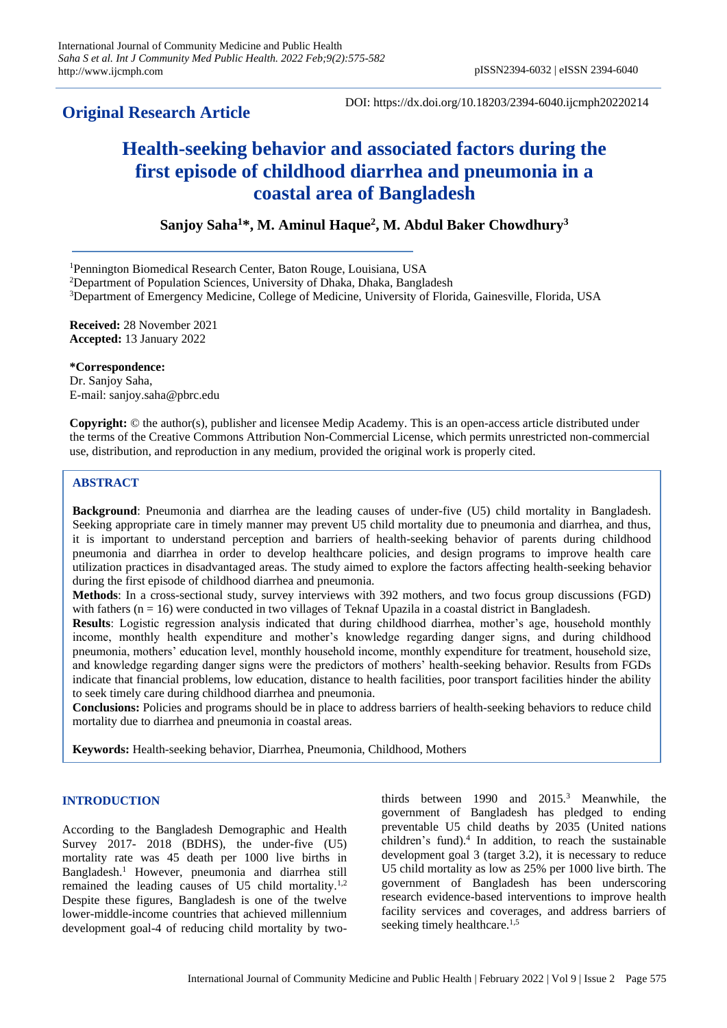**Original Research Article**

DOI: https://dx.doi.org/10.18203/2394-6040.ijcmph20220214

# Health-seeking behavior and associated factors during the first episode of childhood diarrhea and pneumonia in a coastal area of Bangladesh

**Sanjoy Saha[1]*, M. Aminul Haque[2], M. Abdul Baker Chowdhury[3]**

[1]Pennington Biomedical Research Center, Baton Rouge, Louisiana, USA
[2]Department of Population Sciences, University of Dhaka, Dhaka, Bangladesh
[3]Department of Emergency Medicine, College of Medicine, University of Florida, Gainesville, Florida, USA

**Received:** 28 November 2021
**Accepted:** 13 January 2022

***Correspondence:**
Dr. Sanjoy Saha,
E-mail: sanjoy.saha@pbrc.edu

**Copyright:** © the author(s), publisher and licensee Medip Academy. This is an open-access article distributed under the terms of the Creative Commons Attribution Non-Commercial License, which permits unrestricted non-commercial use, distribution, and reproduction in any medium, provided the original work is properly cited.

## ABSTRACT

**Background**: Pneumonia and diarrhea are the leading causes of under-five (U5) child mortality in Bangladesh. Seeking appropriate care in timely manner may prevent U5 child mortality due to pneumonia and diarrhea, and thus, it is important to understand perception and barriers of health-seeking behavior of parents during childhood pneumonia and diarrhea in order to develop healthcare policies, and design programs to improve health care utilization practices in disadvantaged areas. The study aimed to explore the factors affecting health-seeking behavior during the first episode of childhood diarrhea and pneumonia.

**Methods**: In a cross-sectional study, survey interviews with 392 mothers, and two focus group discussions (FGD) with fathers (n = 16) were conducted in two villages of Teknaf Upazila in a coastal district in Bangladesh.

**Results**: Logistic regression analysis indicated that during childhood diarrhea, mother's age, household monthly income, monthly health expenditure and mother's knowledge regarding danger signs, and during childhood pneumonia, mothers' education level, monthly household income, monthly expenditure for treatment, household size, and knowledge regarding danger signs were the predictors of mothers' health-seeking behavior. Results from FGDs indicate that financial problems, low education, distance to health facilities, poor transport facilities hinder the ability to seek timely care during childhood diarrhea and pneumonia.

**Conclusions:** Policies and programs should be in place to address barriers of health-seeking behaviors to reduce child mortality due to diarrhea and pneumonia in coastal areas.

**Keywords:** Health-seeking behavior, Diarrhea, Pneumonia, Childhood, Mothers

## INTRODUCTION

According to the Bangladesh Demographic and Health Survey 2017- 2018 (BDHS), the under-five (U5) mortality rate was 45 death per 1000 live births in Bangladesh.[1] However, pneumonia and diarrhea still remained the leading causes of U5 child mortality.[1,2] Despite these figures, Bangladesh is one of the twelve lower-middle-income countries that achieved millennium development goal-4 of reducing child mortality by two-thirds between 1990 and 2015.[3] Meanwhile, the government of Bangladesh has pledged to ending preventable U5 child deaths by 2035 (United nations children's fund).[4] In addition, to reach the sustainable development goal 3 (target 3.2), it is necessary to reduce U5 child mortality as low as 25% per 1000 live birth. The government of Bangladesh has been underscoring research evidence-based interventions to improve health facility services and coverages, and address barriers of seeking timely healthcare.[1,5]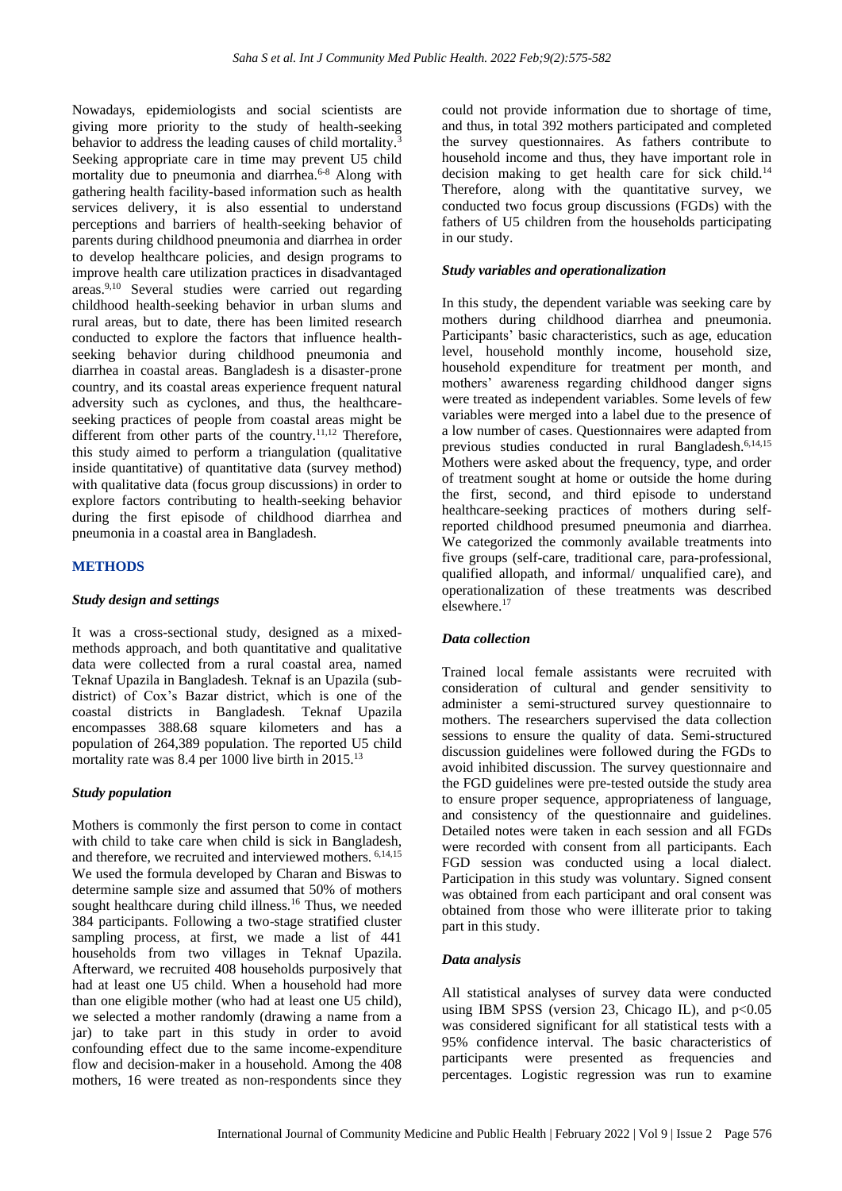Nowadays, epidemiologists and social scientists are giving more priority to the study of health-seeking behavior to address the leading causes of child mortality.[3] Seeking appropriate care in time may prevent U5 child mortality due to pneumonia and diarrhea.[6-8] Along with gathering health facility-based information such as health services delivery, it is also essential to understand perceptions and barriers of health-seeking behavior of parents during childhood pneumonia and diarrhea in order to develop healthcare policies, and design programs to improve health care utilization practices in disadvantaged areas.[9,10] Several studies were carried out regarding childhood health-seeking behavior in urban slums and rural areas, but to date, there has been limited research conducted to explore the factors that influence health-seeking behavior during childhood pneumonia and diarrhea in coastal areas. Bangladesh is a disaster-prone country, and its coastal areas experience frequent natural adversity such as cyclones, and thus, the healthcare-seeking practices of people from coastal areas might be different from other parts of the country.[11,12] Therefore, this study aimed to perform a triangulation (qualitative inside quantitative) of quantitative data (survey method) with qualitative data (focus group discussions) in order to explore factors contributing to health-seeking behavior during the first episode of childhood diarrhea and pneumonia in a coastal area in Bangladesh.

## METHODS

### *Study design and settings*

It was a cross-sectional study, designed as a mixed-methods approach, and both quantitative and qualitative data were collected from a rural coastal area, named Teknaf Upazila in Bangladesh. Teknaf is an Upazila (sub-district) of Cox's Bazar district, which is one of the coastal districts in Bangladesh. Teknaf Upazila encompasses 388.68 square kilometers and has a population of 264,389 population. The reported U5 child mortality rate was 8.4 per 1000 live birth in 2015.[13]

### *Study population*

Mothers is commonly the first person to come in contact with child to take care when child is sick in Bangladesh, and therefore, we recruited and interviewed mothers. [6,14,15] We used the formula developed by Charan and Biswas to determine sample size and assumed that 50% of mothers sought healthcare during child illness.[16] Thus, we needed 384 participants. Following a two-stage stratified cluster sampling process, at first, we made a list of 441 households from two villages in Teknaf Upazila. Afterward, we recruited 408 households purposively that had at least one U5 child. When a household had more than one eligible mother (who had at least one U5 child), we selected a mother randomly (drawing a name from a jar) to take part in this study in order to avoid confounding effect due to the same income-expenditure flow and decision-maker in a household. Among the 408 mothers, 16 were treated as non-respondents since they could not provide information due to shortage of time, and thus, in total 392 mothers participated and completed the survey questionnaires. As fathers contribute to household income and thus, they have important role in decision making to get health care for sick child.[14] Therefore, along with the quantitative survey, we conducted two focus group discussions (FGDs) with the fathers of U5 children from the households participating in our study.

### *Study variables and operationalization*

In this study, the dependent variable was seeking care by mothers during childhood diarrhea and pneumonia. Participants' basic characteristics, such as age, education level, household monthly income, household size, household expenditure for treatment per month, and mothers' awareness regarding childhood danger signs were treated as independent variables. Some levels of few variables were merged into a label due to the presence of a low number of cases. Questionnaires were adapted from previous studies conducted in rural Bangladesh.[6,14,15] Mothers were asked about the frequency, type, and order of treatment sought at home or outside the home during the first, second, and third episode to understand healthcare-seeking practices of mothers during self-reported childhood presumed pneumonia and diarrhea. We categorized the commonly available treatments into five groups (self-care, traditional care, para-professional, qualified allopath, and informal/ unqualified care), and operationalization of these treatments was described elsewhere.[17]

### *Data collection*

Trained local female assistants were recruited with consideration of cultural and gender sensitivity to administer a semi-structured survey questionnaire to mothers. The researchers supervised the data collection sessions to ensure the quality of data. Semi-structured discussion guidelines were followed during the FGDs to avoid inhibited discussion. The survey questionnaire and the FGD guidelines were pre-tested outside the study area to ensure proper sequence, appropriateness of language, and consistency of the questionnaire and guidelines. Detailed notes were taken in each session and all FGDs were recorded with consent from all participants. Each FGD session was conducted using a local dialect. Participation in this study was voluntary. Signed consent was obtained from each participant and oral consent was obtained from those who were illiterate prior to taking part in this study.

### *Data analysis*

All statistical analyses of survey data were conducted using IBM SPSS (version 23, Chicago IL), and $p<0.05$ was considered significant for all statistical tests with a 95% confidence interval. The basic characteristics of participants were presented as frequencies and percentages. Logistic regression was run to examine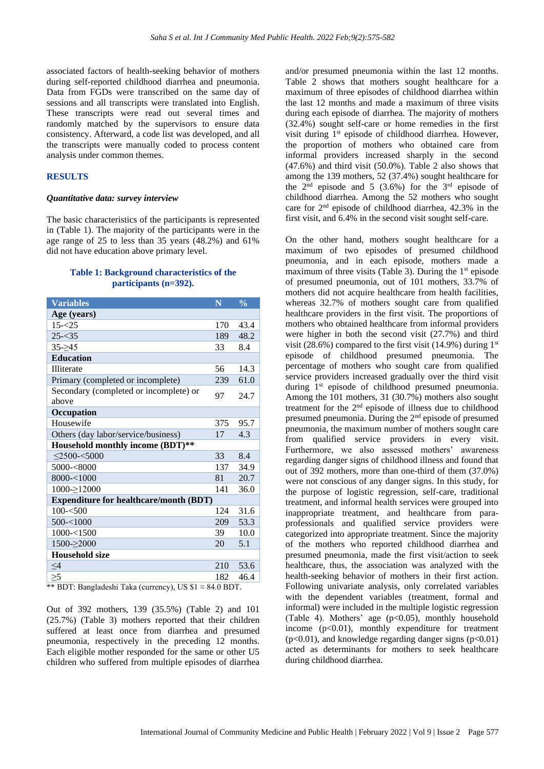associated factors of health-seeking behavior of mothers during self-reported childhood diarrhea and pneumonia. Data from FGDs were transcribed on the same day of sessions and all transcripts were translated into English. These transcripts were read out several times and randomly matched by the supervisors to ensure data consistency. Afterward, a code list was developed, and all the transcripts were manually coded to process content analysis under common themes.

## RESULTS

### *Quantitative data: survey interview*

The basic characteristics of the participants is represented in (Table 1). The majority of the participants were in the age range of 25 to less than 35 years (48.2%) and 61% did not have education above primary level.

**Table 1: Background characteristics of the participants (n=392).**

| Variables | N | % |
|---|---|---|
| **Age (years)** | | |
| 15-<25 | 170 | 43.4 |
| 25-<35 | 189 | 48.2 |
| 35-≥45 | 33 | 8.4 |
| **Education** | | |
| Illiterate | 56 | 14.3 |
| Primary (completed or incomplete) | 239 | 61.0 |
| Secondary (completed or incomplete) or above | 97 | 24.7 |
| **Occupation** | | |
| Housewife | 375 | 95.7 |
| Others (day labor/service/business) | 17 | 4.3 |
| **Household monthly income (BDT)**** | | |
| ≤2500-<5000 | 33 | 8.4 |
| 5000-<8000 | 137 | 34.9 |
| 8000-<1000 | 81 | 20.7 |
| 1000-≥12000 | 141 | 36.0 |
| **Expenditure for healthcare/month (BDT)** | | |
| 100-<500 | 124 | 31.6 |
| 500-<1000 | 209 | 53.3 |
| 1000-<1500 | 39 | 10.0 |
| 1500-≥2000 | 20 | 5.1 |
| **Household size** | | |
| ≤4 | 210 | 53.6 |
| ≥5 | 182 | 46.4 |

** BDT: Bangladeshi Taka (currency), US $1 ≈ 84.0 BDT.

Out of 392 mothers, 139 (35.5%) (Table 2) and 101 (25.7%) (Table 3) mothers reported that their children suffered at least once from diarrhea and presumed pneumonia, respectively in the preceding 12 months. Each eligible mother responded for the same or other U5 children who suffered from multiple episodes of diarrhea and/or presumed pneumonia within the last 12 months. Table 2 shows that mothers sought healthcare for a maximum of three episodes of childhood diarrhea within the last 12 months and made a maximum of three visits during each episode of diarrhea. The majority of mothers (32.4%) sought self-care or home remedies in the first visit during 1st episode of childhood diarrhea. However, the proportion of mothers who obtained care from informal providers increased sharply in the second (47.6%) and third visit (50.0%). Table 2 also shows that among the 139 mothers, 52 (37.4%) sought healthcare for the 2nd episode and 5 (3.6%) for the 3rd episode of childhood diarrhea. Among the 52 mothers who sought care for 2nd episode of childhood diarrhea, 42.3% in the first visit, and 6.4% in the second visit sought self-care.

On the other hand, mothers sought healthcare for a maximum of two episodes of presumed childhood pneumonia, and in each episode, mothers made a maximum of three visits (Table 3). During the 1st episode of presumed pneumonia, out of 101 mothers, 33.7% of mothers did not acquire healthcare from health facilities, whereas 32.7% of mothers sought care from qualified healthcare providers in the first visit. The proportions of mothers who obtained healthcare from informal providers were higher in both the second visit (27.7%) and third visit (28.6%) compared to the first visit (14.9%) during 1st episode of childhood presumed pneumonia. The percentage of mothers who sought care from qualified service providers increased gradually over the third visit during 1st episode of childhood presumed pneumonia. Among the 101 mothers, 31 (30.7%) mothers also sought treatment for the 2nd episode of illness due to childhood presumed pneumonia. During the 2nd episode of presumed pneumonia, the maximum number of mothers sought care from qualified service providers in every visit. Furthermore, we also assessed mothers' awareness regarding danger signs of childhood illness and found that out of 392 mothers, more than one-third of them (37.0%) were not conscious of any danger signs. In this study, for the purpose of logistic regression, self-care, traditional treatment, and informal health services were grouped into inappropriate treatment, and healthcare from para-professionals and qualified service providers were categorized into appropriate treatment. Since the majority of the mothers who reported childhood diarrhea and presumed pneumonia, made the first visit/action to seek healthcare, thus, the association was analyzed with the health-seeking behavior of mothers in their first action. Following univariate analysis, only correlated variables with the dependent variables (treatment, formal and informal) were included in the multiple logistic regression (Table 4). Mothers' age ($p<0.05$), monthly household income ($p<0.01$), monthly expenditure for treatment ($p<0.01$), and knowledge regarding danger signs ($p<0.01$) acted as determinants for mothers to seek healthcare during childhood diarrhea.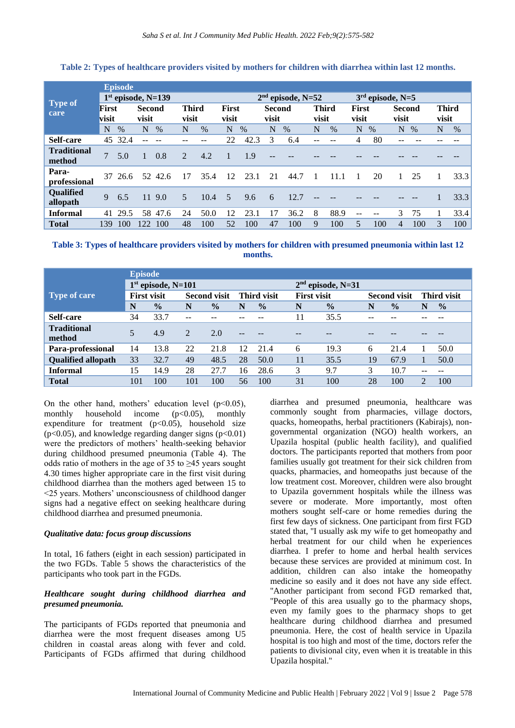**Table 2: Types of healthcare providers visited by mothers for children with diarrhea within last 12 months.**

| Type of care | Episode | | | | | | | | | | | | | | | | | |
|---|---|---|---|---|---|---|---|---|---|---|---|---|---|---|---|---|---|---|
| | 1[st] episode, N=139 | | | | | | 2[nd] episode, N=52 | | | | | | 3[rd] episode, N=5 | | | | | |
| | First visit | | Second visit | | Third visit | | First visit | | Second visit | | Third visit | | First visit | | Second visit | | Third visit | |
| | N | % | N | % | N | % | N | % | N | % | N | % | N | % | N | % | N | % |
| **Self-care** | 45 | 32.4 | -- | -- | -- | -- | 22 | 42.3 | 3 | 6.4 | -- | -- | 4 | 80 | -- | -- | -- | -- |
| **Traditional method** | 7 | 5.0 | 1 | 0.8 | 2 | 4.2 | 1 | 1.9 | -- | -- | -- | -- | -- | -- | -- | -- | -- | -- |
| **Para-professional** | 37 | 26.6 | 52 | 42.6 | 17 | 35.4 | 12 | 23.1 | 21 | 44.7 | 1 | 11.1 | 1 | 20 | 1 | 25 | 1 | 33.3 |
| **Qualified allopath** | 9 | 6.5 | 11 | 9.0 | 5 | 10.4 | 5 | 9.6 | 6 | 12.7 | -- | -- | -- | -- | -- | -- | 1 | 33.3 |
| **Informal** | 41 | 29.5 | 58 | 47.6 | 24 | 50.0 | 12 | 23.1 | 17 | 36.2 | 8 | 88.9 | -- | -- | 3 | 75 | 1 | 33.4 |
| **Total** | 139 | 100 | 122 | 100 | 48 | 100 | 52 | 100 | 47 | 100 | 9 | 100 | 5 | 100 | 4 | 100 | 3 | 100 |

**Table 3: Types of healthcare providers visited by mothers for children with presumed pneumonia within last 12 months.**

| Type of care | Episode | | | | | | | | | | | |
|---|---|---|---|---|---|---|---|---|---|---|---|---|
| | 1[st] episode, N=101 | | | | | | 2[nd] episode, N=31 | | | | | |
| | First visit | | Second visit | | Third visit | | First visit | | Second visit | | Third visit | |
| | N | % | N | % | N | % | N | % | N | % | N | % |
| **Self-care** | 34 | 33.7 | -- | -- | -- | -- | 11 | 35.5 | -- | -- | -- | -- |
| **Traditional method** | 5 | 4.9 | 2 | 2.0 | -- | -- | -- | -- | -- | -- | -- | -- |
| **Para-professional** | 14 | 13.8 | 22 | 21.8 | 12 | 21.4 | 6 | 19.3 | 6 | 21.4 | 1 | 50.0 |
| **Qualified allopath** | 33 | 32.7 | 49 | 48.5 | 28 | 50.0 | 11 | 35.5 | 19 | 67.9 | 1 | 50.0 |
| **Informal** | 15 | 14.9 | 28 | 27.7 | 16 | 28.6 | 3 | 9.7 | 3 | 10.7 | -- | -- |
| **Total** | 101 | 100 | 101 | 100 | 56 | 100 | 31 | 100 | 28 | 100 | 2 | 100 |

On the other hand, mothers' education level ($p<0.05$), monthly household income ($p<0.05$), monthly expenditure for treatment ($p<0.05$), household size ($p<0.05$), and knowledge regarding danger signs ($p<0.01$) were the predictors of mothers' health-seeking behavior during childhood presumed pneumonia (Table 4). The odds ratio of mothers in the age of 35 to ≥45 years sought 4.30 times higher appropriate care in the first visit during childhood diarrhea than the mothers aged between 15 to <25 years. Mothers' unconsciousness of childhood danger signs had a negative effect on seeking healthcare during childhood diarrhea and presumed pneumonia.

### *Qualitative data: focus group discussions*

In total, 16 fathers (eight in each session) participated in the two FGDs. Table 5 shows the characteristics of the participants who took part in the FGDs.

### *Healthcare sought during childhood diarrhea and presumed pneumonia.*

The participants of FGDs reported that pneumonia and diarrhea were the most frequent diseases among U5 children in coastal areas along with fever and cold. Participants of FGDs affirmed that during childhood diarrhea and presumed pneumonia, healthcare was commonly sought from pharmacies, village doctors, quacks, homeopaths, herbal practitioners (Kabirajs), non-governmental organization (NGO) health workers, an Upazila hospital (public health facility), and qualified doctors. The participants reported that mothers from poor families usually got treatment for their sick children from quacks, pharmacies, and homeopaths just because of the low treatment cost. Moreover, children were also brought to Upazila government hospitals while the illness was severe or moderate. More importantly, most often mothers sought self-care or home remedies during the first few days of sickness. One participant from first FGD stated that, "I usually ask my wife to get homeopathy and herbal treatment for our child when he experiences diarrhea. I prefer to home and herbal health services because these services are provided at minimum cost. In addition, children can also intake the homeopathy medicine so easily and it does not have any side effect. "Another participant from second FGD remarked that, "People of this area usually go to the pharmacy shops, even my family goes to the pharmacy shops to get healthcare during childhood diarrhea and presumed pneumonia. Here, the cost of health service in Upazila hospital is too high and most of the time, doctors refer the patients to divisional city, even when it is treatable in this Upazila hospital."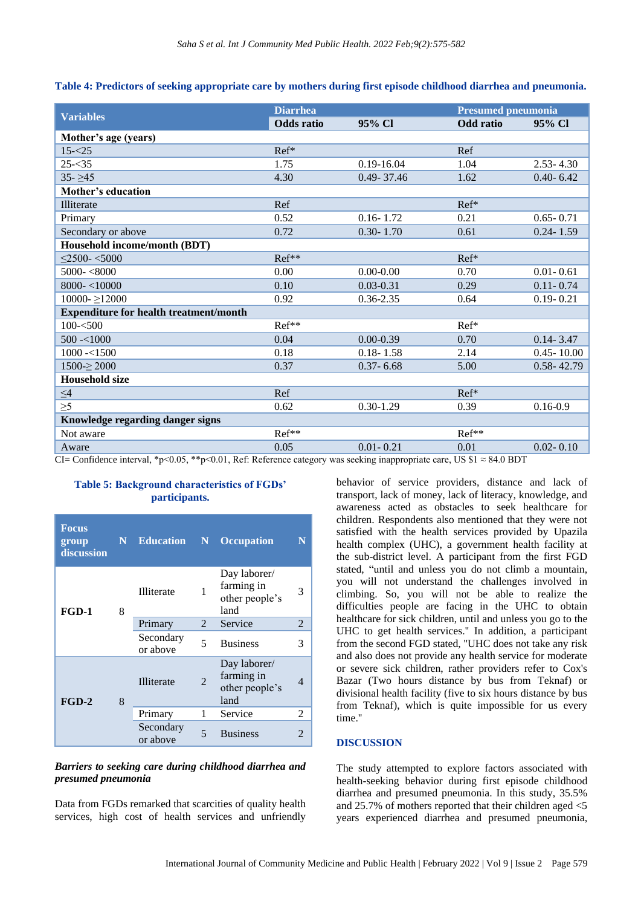**Table 4: Predictors of seeking appropriate care by mothers during first episode childhood diarrhea and pneumonia.**

| Variables | Diarrhea | | Presumed pneumonia | |
|---|---|---|---|---|
| | Odds ratio | 95% CI | Odd ratio | 95% CI |
| **Mother's age (years)** | | | | |
| 15-<25 | Ref* | | Ref | |
| 25-<35 | 1.75 | 0.19-16.04 | 1.04 | 2.53- 4.30 |
| 35- ≥45 | 4.30 | 0.49- 37.46 | 1.62 | 0.40- 6.42 |
| **Mother's education** | | | | |
| Illiterate | Ref | | Ref* | |
| Primary | 0.52 | 0.16- 1.72 | 0.21 | 0.65- 0.71 |
| Secondary or above | 0.72 | 0.30- 1.70 | 0.61 | 0.24- 1.59 |
| **Household income/month (BDT)** | | | | |
| ≤2500- <5000 | Ref** | | Ref* | |
| 5000- <8000 | 0.00 | 0.00-0.00 | 0.70 | 0.01- 0.61 |
| 8000- <10000 | 0.10 | 0.03-0.31 | 0.29 | 0.11- 0.74 |
| 10000- ≥12000 | 0.92 | 0.36-2.35 | 0.64 | 0.19- 0.21 |
| **Expenditure for health treatment/month** | | | | |
| 100-<500 | Ref** | | Ref* | |
| 500 -<1000 | 0.04 | 0.00-0.39 | 0.70 | 0.14- 3.47 |
| 1000 -<1500 | 0.18 | 0.18- 1.58 | 2.14 | 0.45- 10.00 |
| 1500-≥ 2000 | 0.37 | 0.37- 6.68 | 5.00 | 0.58- 42.79 |
| **Household size** | | | | |
| ≤4 | Ref | | Ref* | |
| ≥5 | 0.62 | 0.30-1.29 | 0.39 | 0.16-0.9 |
| **Knowledge regarding danger signs** | | | | |
| Not aware | Ref** | | Ref** | |
| Aware | 0.05 | 0.01- 0.21 | 0.01 | 0.02- 0.10 |

CI= Confidence interval, *p<0.05, **p<0.01, Ref: Reference category was seeking inappropriate care, US $1 ≈ 84.0 BDT

**Table 5: Background characteristics of FGDs' participants.**

| Focus group discussion | N | Education | N | Occupation | N |
|---|---|---|---|---|---|
| FGD-1 | 8 | Illiterate | 1 | Day laborer/ farming in other people's land | 3 |
| | | Primary | 2 | Service | 2 |
| | | Secondary or above | 5 | Business | 3 |
| FGD-2 | 8 | Illiterate | 2 | Day laborer/ farming in other people's land | 4 |
| | | Primary | 1 | Service | 2 |
| | | Secondary or above | 5 | Business | 2 |

***Barriers to seeking care during childhood diarrhea and presumed pneumonia***

Data from FGDs remarked that scarcities of quality health services, high cost of health services and unfriendly behavior of service providers, distance and lack of transport, lack of money, lack of literacy, knowledge, and awareness acted as obstacles to seek healthcare for children. Respondents also mentioned that they were not satisfied with the health services provided by Upazila health complex (UHC), a government health facility at the sub-district level. A participant from the first FGD stated, "until and unless you do not climb a mountain, you will not understand the challenges involved in climbing. So, you will not be able to realize the difficulties people are facing in the UHC to obtain healthcare for sick children, until and unless you go to the UHC to get health services." In addition, a participant from the second FGD stated, "UHC does not take any risk and also does not provide any health service for moderate or severe sick children, rather providers refer to Cox's Bazar (Two hours distance by bus from Teknaf) or divisional health facility (five to six hours distance by bus from Teknaf), which is quite impossible for us every time."

## DISCUSSION

The study attempted to explore factors associated with health-seeking behavior during first episode childhood diarrhea and presumed pneumonia. In this study, 35.5% and 25.7% of mothers reported that their children aged <5 years experienced diarrhea and presumed pneumonia,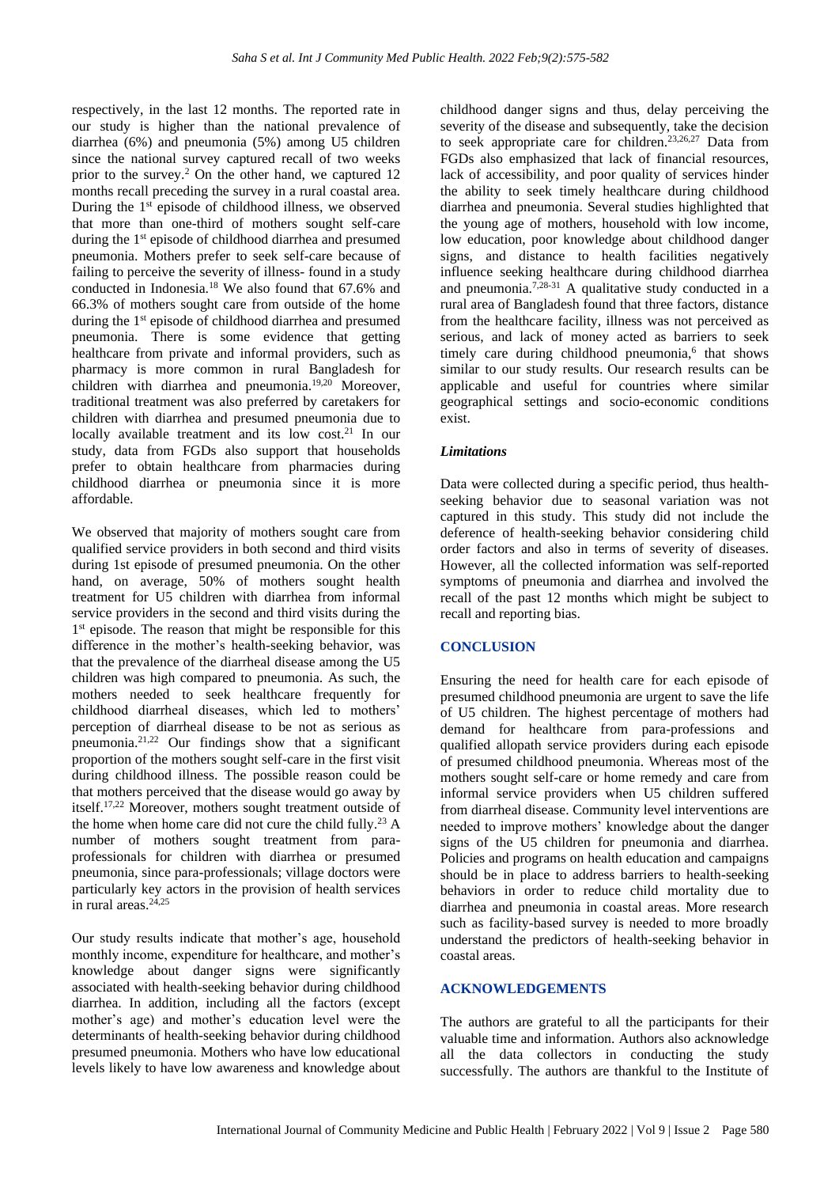respectively, in the last 12 months. The reported rate in our study is higher than the national prevalence of diarrhea (6%) and pneumonia (5%) among U5 children since the national survey captured recall of two weeks prior to the survey.[2] On the other hand, we captured 12 months recall preceding the survey in a rural coastal area. During the 1st episode of childhood illness, we observed that more than one-third of mothers sought self-care during the 1st episode of childhood diarrhea and presumed pneumonia. Mothers prefer to seek self-care because of failing to perceive the severity of illness- found in a study conducted in Indonesia.[18] We also found that 67.6% and 66.3% of mothers sought care from outside of the home during the 1st episode of childhood diarrhea and presumed pneumonia. There is some evidence that getting healthcare from private and informal providers, such as pharmacy is more common in rural Bangladesh for children with diarrhea and pneumonia.[19,20] Moreover, traditional treatment was also preferred by caretakers for children with diarrhea and presumed pneumonia due to locally available treatment and its low cost.[21] In our study, data from FGDs also support that households prefer to obtain healthcare from pharmacies during childhood diarrhea or pneumonia since it is more affordable.

We observed that majority of mothers sought care from qualified service providers in both second and third visits during 1st episode of presumed pneumonia. On the other hand, on average, 50% of mothers sought health treatment for U5 children with diarrhea from informal service providers in the second and third visits during the 1st episode. The reason that might be responsible for this difference in the mother's health-seeking behavior, was that the prevalence of the diarrheal disease among the U5 children was high compared to pneumonia. As such, the mothers needed to seek healthcare frequently for childhood diarrheal diseases, which led to mothers' perception of diarrheal disease to be not as serious as pneumonia.[21,22] Our findings show that a significant proportion of the mothers sought self-care in the first visit during childhood illness. The possible reason could be that mothers perceived that the disease would go away by itself.[17,22] Moreover, mothers sought treatment outside of the home when home care did not cure the child fully.[23] A number of mothers sought treatment from para-professionals for children with diarrhea or presumed pneumonia, since para-professionals; village doctors were particularly key actors in the provision of health services in rural areas.[24,25]

Our study results indicate that mother's age, household monthly income, expenditure for healthcare, and mother's knowledge about danger signs were significantly associated with health-seeking behavior during childhood diarrhea. In addition, including all the factors (except mother's age) and mother's education level were the determinants of health-seeking behavior during childhood presumed pneumonia. Mothers who have low educational levels likely to have low awareness and knowledge about childhood danger signs and thus, delay perceiving the severity of the disease and subsequently, take the decision to seek appropriate care for children.[23,26,27] Data from FGDs also emphasized that lack of financial resources, lack of accessibility, and poor quality of services hinder the ability to seek timely healthcare during childhood diarrhea and pneumonia. Several studies highlighted that the young age of mothers, household with low income, low education, poor knowledge about childhood danger signs, and distance to health facilities negatively influence seeking healthcare during childhood diarrhea and pneumonia.[7,28-31] A qualitative study conducted in a rural area of Bangladesh found that three factors, distance from the healthcare facility, illness was not perceived as serious, and lack of money acted as barriers to seek timely care during childhood pneumonia,[6] that shows similar to our study results. Our research results can be applicable and useful for countries where similar geographical settings and socio-economic conditions exist.

### *Limitations*

Data were collected during a specific period, thus health-seeking behavior due to seasonal variation was not captured in this study. This study did not include the deference of health-seeking behavior considering child order factors and also in terms of severity of diseases. However, all the collected information was self-reported symptoms of pneumonia and diarrhea and involved the recall of the past 12 months which might be subject to recall and reporting bias.

## CONCLUSION

Ensuring the need for health care for each episode of presumed childhood pneumonia are urgent to save the life of U5 children. The highest percentage of mothers had demand for healthcare from para-professions and qualified allopath service providers during each episode of presumed childhood pneumonia. Whereas most of the mothers sought self-care or home remedy and care from informal service providers when U5 children suffered from diarrheal disease. Community level interventions are needed to improve mothers' knowledge about the danger signs of the U5 children for pneumonia and diarrhea. Policies and programs on health education and campaigns should be in place to address barriers to health-seeking behaviors in order to reduce child mortality due to diarrhea and pneumonia in coastal areas. More research such as facility-based survey is needed to more broadly understand the predictors of health-seeking behavior in coastal areas.

## ACKNOWLEDGEMENTS

The authors are grateful to all the participants for their valuable time and information. Authors also acknowledge all the data collectors in conducting the study successfully. The authors are thankful to the Institute of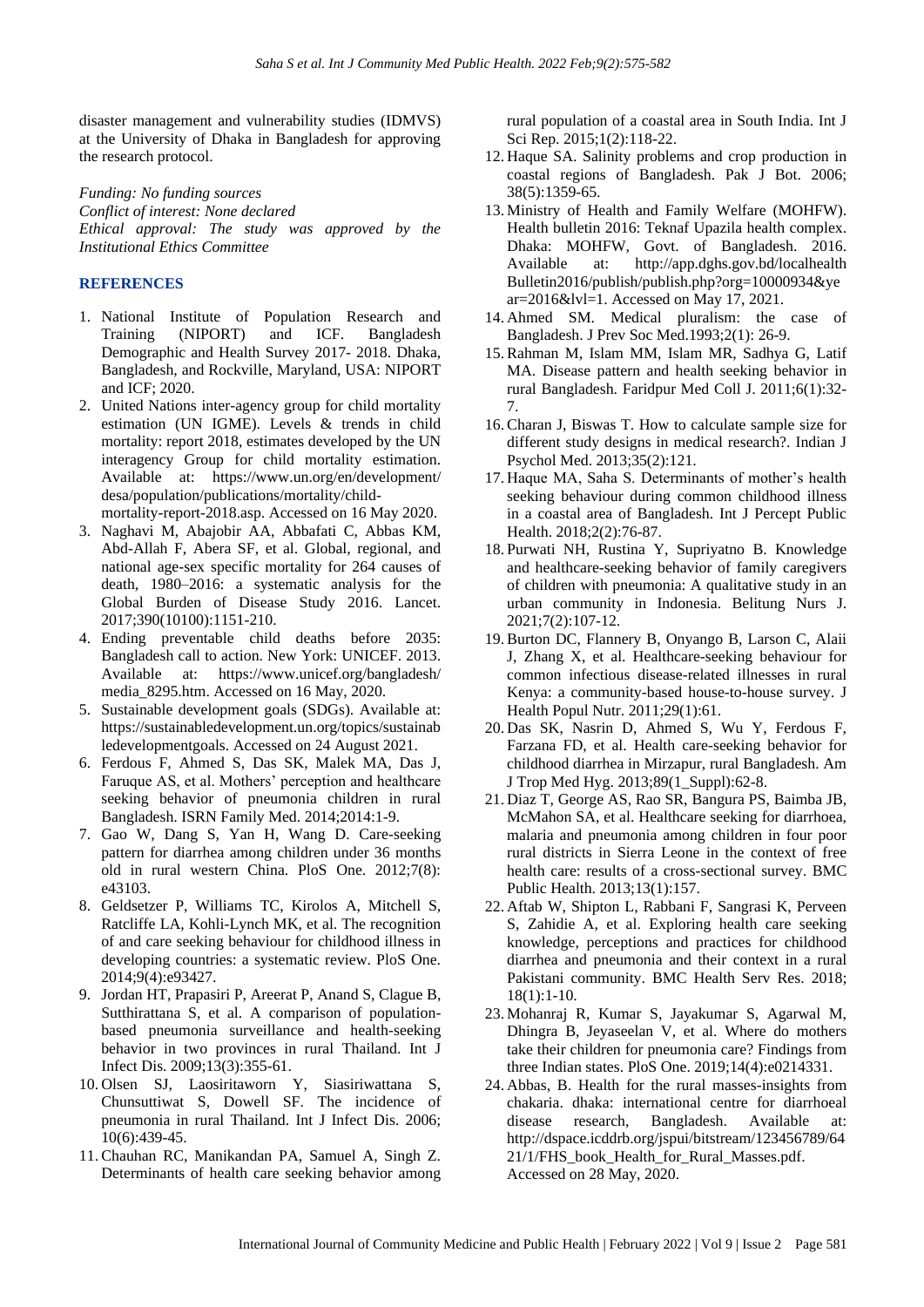disaster management and vulnerability studies (IDMVS) at the University of Dhaka in Bangladesh for approving the research protocol.

*Funding: No funding sources*
*Conflict of interest: None declared*
*Ethical approval: The study was approved by the Institutional Ethics Committee*

## REFERENCES

1. National Institute of Population Research and Training (NIPORT) and ICF. Bangladesh Demographic and Health Survey 2017- 2018. Dhaka, Bangladesh, and Rockville, Maryland, USA: NIPORT and ICF; 2020.
2. United Nations inter-agency group for child mortality estimation (UN IGME). Levels & trends in child mortality: report 2018, estimates developed by the UN interagency Group for child mortality estimation. Available at: https://www.un.org/en/development/desa/population/publications/mortality/child-mortality-report-2018.asp. Accessed on 16 May 2020.
3. Naghavi M, Abajobir AA, Abbafati C, Abbas KM, Abd-Allah F, Abera SF, et al. Global, regional, and national age-sex specific mortality for 264 causes of death, 1980–2016: a systematic analysis for the Global Burden of Disease Study 2016. Lancet. 2017;390(10100):1151-210.
4. Ending preventable child deaths before 2035: Bangladesh call to action. New York: UNICEF. 2013. Available at: https://www.unicef.org/bangladesh/media_8295.htm. Accessed on 16 May, 2020.
5. Sustainable development goals (SDGs). Available at: https://sustainabledevelopment.un.org/topics/sustainabledevelopmentgoals. Accessed on 24 August 2021.
6. Ferdous F, Ahmed S, Das SK, Malek MA, Das J, Faruque AS, et al. Mothers' perception and healthcare seeking behavior of pneumonia children in rural Bangladesh. ISRN Family Med. 2014;2014:1-9.
7. Gao W, Dang S, Yan H, Wang D. Care-seeking pattern for diarrhea among children under 36 months old in rural western China. PloS One. 2012;7(8): e43103.
8. Geldsetzer P, Williams TC, Kirolos A, Mitchell S, Ratcliffe LA, Kohli-Lynch MK, et al. The recognition of and care seeking behaviour for childhood illness in developing countries: a systematic review. PloS One. 2014;9(4):e93427.
9. Jordan HT, Prapasiri P, Areerat P, Anand S, Clague B, Sutthirattana S, et al. A comparison of population-based pneumonia surveillance and health-seeking behavior in two provinces in rural Thailand. Int J Infect Dis. 2009;13(3):355-61.
10. Olsen SJ, Laosiritaworn Y, Siasiriwattana S, Chunsuttiwat S, Dowell SF. The incidence of pneumonia in rural Thailand. Int J Infect Dis. 2006; 10(6):439-45.
11. Chauhan RC, Manikandan PA, Samuel A, Singh Z. Determinants of health care seeking behavior among rural population of a coastal area in South India. Int J Sci Rep. 2015;1(2):118-22.
12. Haque SA. Salinity problems and crop production in coastal regions of Bangladesh. Pak J Bot. 2006; 38(5):1359-65.
13. Ministry of Health and Family Welfare (MOHFW). Health bulletin 2016: Teknaf Upazila health complex. Dhaka: MOHFW, Govt. of Bangladesh. 2016. Available at: http://app.dghs.gov.bd/localhealthBulletin2016/publish/publish.php?org=10000934&year=2016&lvl=1. Accessed on May 17, 2021.
14. Ahmed SM. Medical pluralism: the case of Bangladesh. J Prev Soc Med.1993;2(1): 26-9.
15. Rahman M, Islam MM, Islam MR, Sadhya G, Latif MA. Disease pattern and health seeking behavior in rural Bangladesh. Faridpur Med Coll J. 2011;6(1):32-7.
16. Charan J, Biswas T. How to calculate sample size for different study designs in medical research?. Indian J Psychol Med. 2013;35(2):121.
17. Haque MA, Saha S. Determinants of mother's health seeking behaviour during common childhood illness in a coastal area of Bangladesh. Int J Percept Public Health. 2018;2(2):76-87.
18. Purwati NH, Rustina Y, Supriyatno B. Knowledge and healthcare-seeking behavior of family caregivers of children with pneumonia: A qualitative study in an urban community in Indonesia. Belitung Nurs J. 2021;7(2):107-12.
19. Burton DC, Flannery B, Onyango B, Larson C, Alaii J, Zhang X, et al. Healthcare-seeking behaviour for common infectious disease-related illnesses in rural Kenya: a community-based house-to-house survey. J Health Popul Nutr. 2011;29(1):61.
20. Das SK, Nasrin D, Ahmed S, Wu Y, Ferdous F, Farzana FD, et al. Health care-seeking behavior for childhood diarrhea in Mirzapur, rural Bangladesh. Am J Trop Med Hyg. 2013;89(1_Suppl):62-8.
21. Diaz T, George AS, Rao SR, Bangura PS, Baimba JB, McMahon SA, et al. Healthcare seeking for diarrhoea, malaria and pneumonia among children in four poor rural districts in Sierra Leone in the context of free health care: results of a cross-sectional survey. BMC Public Health. 2013;13(1):157.
22. Aftab W, Shipton L, Rabbani F, Sangrasi K, Perveen S, Zahidie A, et al. Exploring health care seeking knowledge, perceptions and practices for childhood diarrhea and pneumonia and their context in a rural Pakistani community. BMC Health Serv Res. 2018; 18(1):1-10.
23. Mohanraj R, Kumar S, Jayakumar S, Agarwal M, Dhingra B, Jeyaseelan V, et al. Where do mothers take their children for pneumonia care? Findings from three Indian states. PloS One. 2019;14(4):e0214331.
24. Abbas, B. Health for the rural masses-insights from chakaria. dhaka: international centre for diarrhoeal disease research, Bangladesh. Available at: http://dspace.icddrb.org/jspui/bitstream/123456789/6421/1/FHS_book_Health_for_Rural_Masses.pdf. Accessed on 28 May, 2020.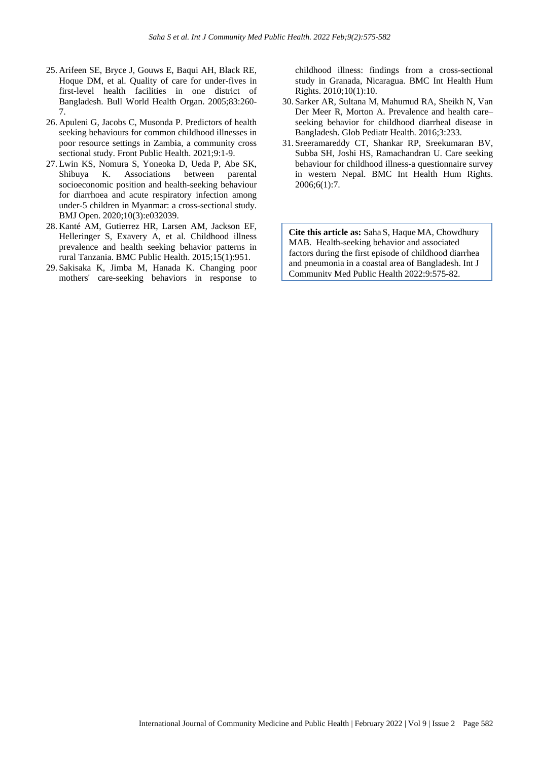25. Arifeen SE, Bryce J, Gouws E, Baqui AH, Black RE, Hoque DM, et al. Quality of care for under-fives in first-level health facilities in one district of Bangladesh. Bull World Health Organ. 2005;83:260-7.
26. Apuleni G, Jacobs C, Musonda P. Predictors of health seeking behaviours for common childhood illnesses in poor resource settings in Zambia, a community cross sectional study. Front Public Health. 2021;9:1-9.
27. Lwin KS, Nomura S, Yoneoka D, Ueda P, Abe SK, Shibuya K. Associations between parental socioeconomic position and health-seeking behaviour for diarrhoea and acute respiratory infection among under-5 children in Myanmar: a cross-sectional study. BMJ Open. 2020;10(3):e032039.
28. Kanté AM, Gutierrez HR, Larsen AM, Jackson EF, Helleringer S, Exavery A, et al. Childhood illness prevalence and health seeking behavior patterns in rural Tanzania. BMC Public Health. 2015;15(1):951.
29. Sakisaka K, Jimba M, Hanada K. Changing poor mothers' care-seeking behaviors in response to childhood illness: findings from a cross-sectional study in Granada, Nicaragua. BMC Int Health Hum Rights. 2010;10(1):10.
30. Sarker AR, Sultana M, Mahumud RA, Sheikh N, Van Der Meer R, Morton A. Prevalence and health care–seeking behavior for childhood diarrheal disease in Bangladesh. Glob Pediatr Health. 2016;3:233.
31. Sreeramareddy CT, Shankar RP, Sreekumaran BV, Subba SH, Joshi HS, Ramachandran U. Care seeking behaviour for childhood illness-a questionnaire survey in western Nepal. BMC Int Health Hum Rights. 2006;6(1):7.

**Cite this article as:** Saha S, Haque MA, Chowdhury MAB. Health-seeking behavior and associated factors during the first episode of childhood diarrhea and pneumonia in a coastal area of Bangladesh. Int J Community Med Public Health 2022;9:575-82.